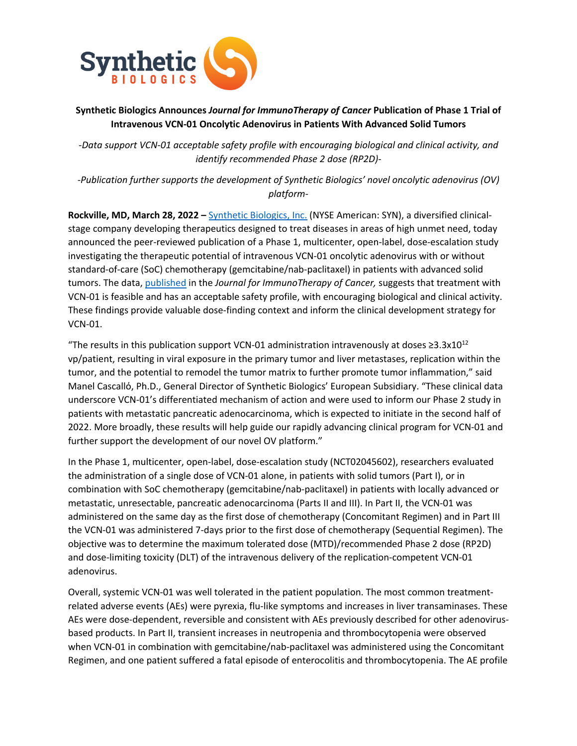**Synthetic Biologics Announces *Journal for ImmunoTherapy of Cancer* Publication of Phase 1 Trial of Intravenous VCN-01 Oncolytic Adenovirus in Patients With Advanced Solid Tumors**

*-Data support VCN-01 acceptable safety profile with encouraging biological and clinical activity, and identify recommended Phase 2 dose (RP2D)-*

*-Publication further supports the development of Synthetic Biologics' novel oncolytic adenovirus (OV) platform-*

**Rockville, MD, March 28, 2022 –** Synthetic Biologics, Inc. (NYSE American: SYN), a diversified clinical-stage company developing therapeutics designed to treat diseases in areas of high unmet need, today announced the peer-reviewed publication of a Phase 1, multicenter, open-label, dose-escalation study investigating the therapeutic potential of intravenous VCN-01 oncolytic adenovirus with or without standard-of-care (SoC) chemotherapy (gemcitabine/nab-paclitaxel) in patients with advanced solid tumors. The data, published in the *Journal for ImmunoTherapy of Cancer,* suggests that treatment with VCN-01 is feasible and has an acceptable safety profile, with encouraging biological and clinical activity. These findings provide valuable dose-finding context and inform the clinical development strategy for VCN-01.

"The results in this publication support VCN-01 administration intravenously at doses $\geq 3.3 \times 10^{12}$ vp/patient, resulting in viral exposure in the primary tumor and liver metastases, replication within the tumor, and the potential to remodel the tumor matrix to further promote tumor inflammation," said Manel Cascalló, Ph.D., General Director of Synthetic Biologics' European Subsidiary. "These clinical data underscore VCN-01's differentiated mechanism of action and were used to inform our Phase 2 study in patients with metastatic pancreatic adenocarcinoma, which is expected to initiate in the second half of 2022. More broadly, these results will help guide our rapidly advancing clinical program for VCN-01 and further support the development of our novel OV platform."

In the Phase 1, multicenter, open-label, dose-escalation study (NCT02045602), researchers evaluated the administration of a single dose of VCN-01 alone, in patients with solid tumors (Part I), or in combination with SoC chemotherapy (gemcitabine/nab-paclitaxel) in patients with locally advanced or metastatic, unresectable, pancreatic adenocarcinoma (Parts II and III). In Part II, the VCN-01 was administered on the same day as the first dose of chemotherapy (Concomitant Regimen) and in Part III the VCN-01 was administered 7-days prior to the first dose of chemotherapy (Sequential Regimen). The objective was to determine the maximum tolerated dose (MTD)/recommended Phase 2 dose (RP2D) and dose-limiting toxicity (DLT) of the intravenous delivery of the replication-competent VCN-01 adenovirus.

Overall, systemic VCN-01 was well tolerated in the patient population. The most common treatment-related adverse events (AEs) were pyrexia, flu-like symptoms and increases in liver transaminases. These AEs were dose-dependent, reversible and consistent with AEs previously described for other adenovirus-based products. In Part II, transient increases in neutropenia and thrombocytopenia were observed when VCN-01 in combination with gemcitabine/nab-paclitaxel was administered using the Concomitant Regimen, and one patient suffered a fatal episode of enterocolitis and thrombocytopenia. The AE profile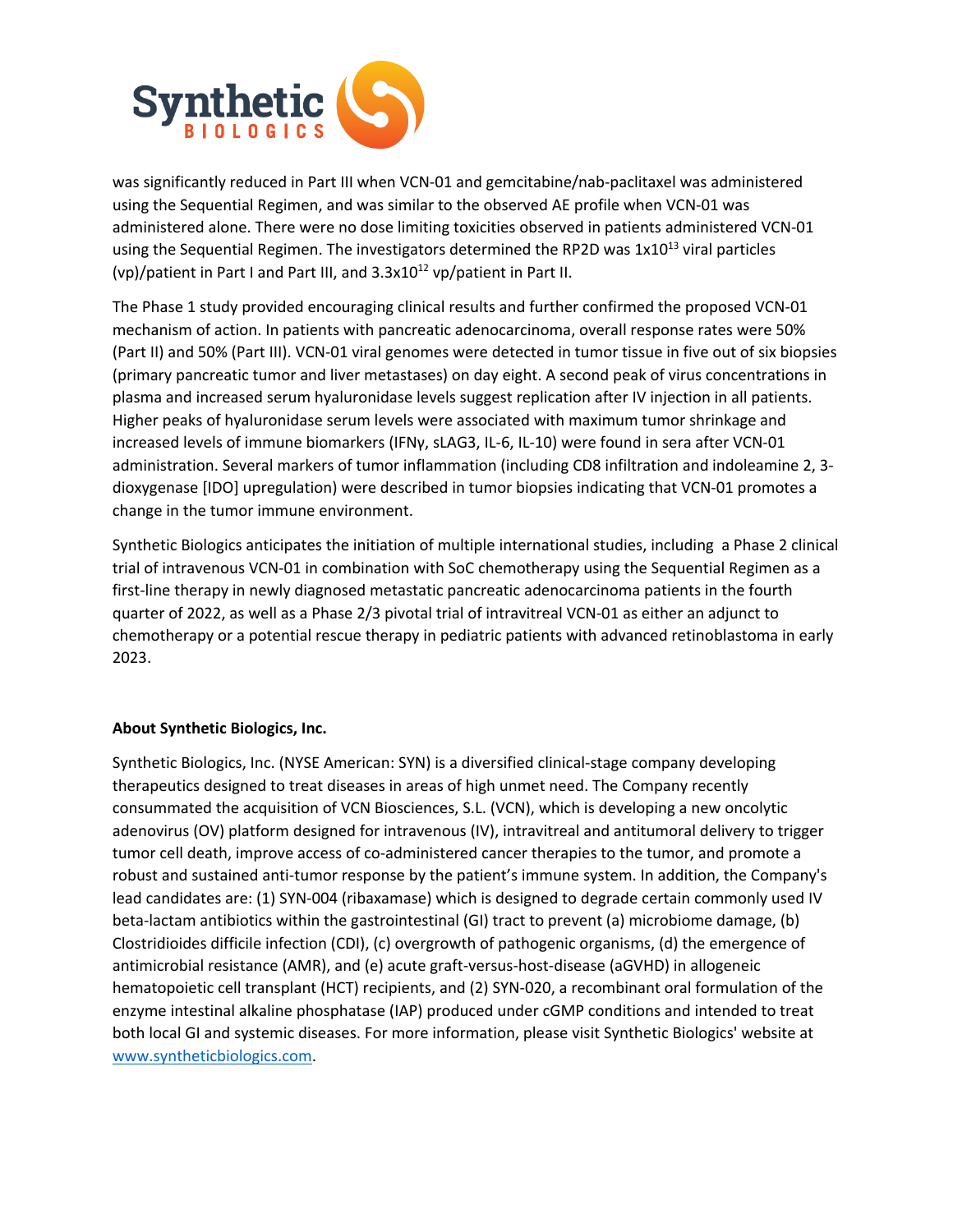was significantly reduced in Part III when VCN-01 and gemcitabine/nab-paclitaxel was administered using the Sequential Regimen, and was similar to the observed AE profile when VCN-01 was administered alone. There were no dose limiting toxicities observed in patients administered VCN-01 using the Sequential Regimen. The investigators determined the RP2D was $1x10^{13}$ viral particles (vp)/patient in Part I and Part III, and $3.3x10^{12}$ vp/patient in Part II.

The Phase 1 study provided encouraging clinical results and further confirmed the proposed VCN-01 mechanism of action. In patients with pancreatic adenocarcinoma, overall response rates were 50% (Part II) and 50% (Part III). VCN-01 viral genomes were detected in tumor tissue in five out of six biopsies (primary pancreatic tumor and liver metastases) on day eight. A second peak of virus concentrations in plasma and increased serum hyaluronidase levels suggest replication after IV injection in all patients. Higher peaks of hyaluronidase serum levels were associated with maximum tumor shrinkage and increased levels of immune biomarkers (IFNγ, sLAG3, IL-6, IL-10) were found in sera after VCN-01 administration. Several markers of tumor inflammation (including CD8 infiltration and indoleamine 2, 3-dioxygenase [IDO] upregulation) were described in tumor biopsies indicating that VCN-01 promotes a change in the tumor immune environment.

Synthetic Biologics anticipates the initiation of multiple international studies, including a Phase 2 clinical trial of intravenous VCN-01 in combination with SoC chemotherapy using the Sequential Regimen as a first-line therapy in newly diagnosed metastatic pancreatic adenocarcinoma patients in the fourth quarter of 2022, as well as a Phase 2/3 pivotal trial of intravitreal VCN-01 as either an adjunct to chemotherapy or a potential rescue therapy in pediatric patients with advanced retinoblastoma in early 2023.

**About Synthetic Biologics, Inc.**

Synthetic Biologics, Inc. (NYSE American: SYN) is a diversified clinical-stage company developing therapeutics designed to treat diseases in areas of high unmet need. The Company recently consummated the acquisition of VCN Biosciences, S.L. (VCN), which is developing a new oncolytic adenovirus (OV) platform designed for intravenous (IV), intravitreal and antitumoral delivery to trigger tumor cell death, improve access of co-administered cancer therapies to the tumor, and promote a robust and sustained anti-tumor response by the patient's immune system. In addition, the Company's lead candidates are: (1) SYN-004 (ribaxamase) which is designed to degrade certain commonly used IV beta-lactam antibiotics within the gastrointestinal (GI) tract to prevent (a) microbiome damage, (b) Clostridioides difficile infection (CDI), (c) overgrowth of pathogenic organisms, (d) the emergence of antimicrobial resistance (AMR), and (e) acute graft-versus-host-disease (aGVHD) in allogeneic hematopoietic cell transplant (HCT) recipients, and (2) SYN-020, a recombinant oral formulation of the enzyme intestinal alkaline phosphatase (IAP) produced under cGMP conditions and intended to treat both local GI and systemic diseases. For more information, please visit Synthetic Biologics' website at [www.syntheticbiologics.com](www.syntheticbiologics.com).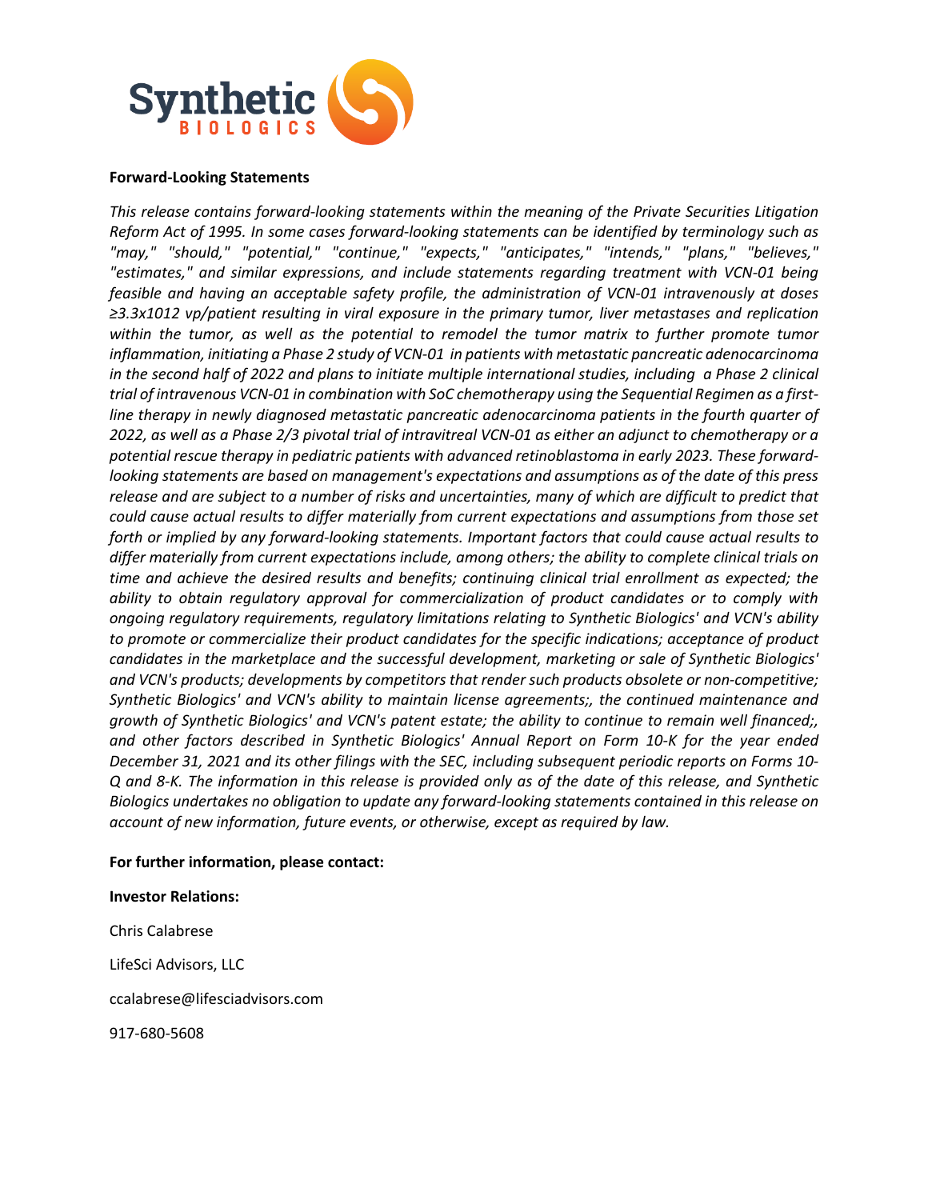**Forward-Looking Statements**

*This release contains forward-looking statements within the meaning of the Private Securities Litigation Reform Act of 1995. In some cases forward-looking statements can be identified by terminology such as "may," "should," "potential," "continue," "expects," "anticipates," "intends," "plans," "believes," "estimates," and similar expressions, and include statements regarding treatment with VCN-01 being feasible and having an acceptable safety profile, the administration of VCN-01 intravenously at doses ≥3.3x1012 vp/patient resulting in viral exposure in the primary tumor, liver metastases and replication within the tumor, as well as the potential to remodel the tumor matrix to further promote tumor inflammation, initiating a Phase 2 study of VCN-01 in patients with metastatic pancreatic adenocarcinoma in the second half of 2022 and plans to initiate multiple international studies, including a Phase 2 clinical trial of intravenous VCN-01 in combination with SoC chemotherapy using the Sequential Regimen as a first-line therapy in newly diagnosed metastatic pancreatic adenocarcinoma patients in the fourth quarter of 2022, as well as a Phase 2/3 pivotal trial of intravitreal VCN-01 as either an adjunct to chemotherapy or a potential rescue therapy in pediatric patients with advanced retinoblastoma in early 2023. These forward-looking statements are based on management's expectations and assumptions as of the date of this press release and are subject to a number of risks and uncertainties, many of which are difficult to predict that could cause actual results to differ materially from current expectations and assumptions from those set forth or implied by any forward-looking statements. Important factors that could cause actual results to differ materially from current expectations include, among others; the ability to complete clinical trials on time and achieve the desired results and benefits; continuing clinical trial enrollment as expected; the ability to obtain regulatory approval for commercialization of product candidates or to comply with ongoing regulatory requirements, regulatory limitations relating to Synthetic Biologics' and VCN's ability to promote or commercialize their product candidates for the specific indications; acceptance of product candidates in the marketplace and the successful development, marketing or sale of Synthetic Biologics' and VCN's products; developments by competitors that render such products obsolete or non-competitive; Synthetic Biologics' and VCN's ability to maintain license agreements;, the continued maintenance and growth of Synthetic Biologics' and VCN's patent estate; the ability to continue to remain well financed;, and other factors described in Synthetic Biologics' Annual Report on Form 10-K for the year ended December 31, 2021 and its other filings with the SEC, including subsequent periodic reports on Forms 10-Q and 8-K. The information in this release is provided only as of the date of this release, and Synthetic Biologics undertakes no obligation to update any forward-looking statements contained in this release on account of new information, future events, or otherwise, except as required by law.*

**For further information, please contact:**

**Investor Relations:**

Chris Calabrese

LifeSci Advisors, LLC

ccalabrese@lifesciadvisors.com

917-680-5608